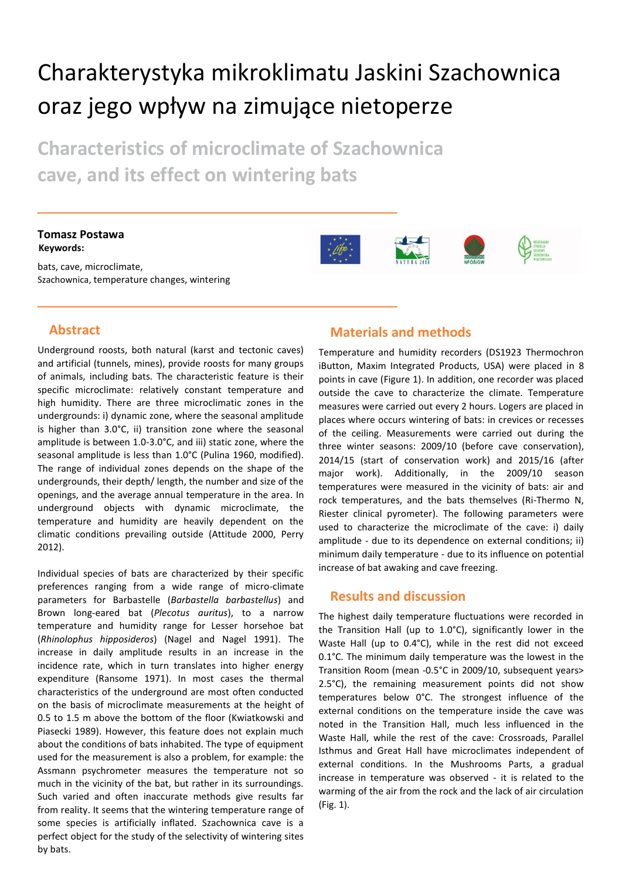# Charakterystyka mikroklimatu Jaskini Szachownica oraz jego wpływ na zimujące nietoperze

## Characteristics of microclimate of Szachownica cave, and its effect on wintering bats

**Tomasz Postawa**

**Keywords:**

bats, cave, microclimate, Szachownica, temperature changes, wintering

## Abstract

Underground roosts, both natural (karst and tectonic caves) and artificial (tunnels, mines), provide roosts for many groups of animals, including bats. The characteristic feature is their specific microclimate: relatively constant temperature and high humidity. There are three microclimatic zones in the undergrounds: i) dynamic zone, where the seasonal amplitude is higher than 3.0°C, ii) transition zone where the seasonal amplitude is between 1.0-3.0°C, and iii) static zone, where the seasonal amplitude is less than 1.0°C (Pulina 1960, modified). The range of individual zones depends on the shape of the undergrounds, their depth/ length, the number and size of the openings, and the average annual temperature in the area. In underground objects with dynamic microclimate, the temperature and humidity are heavily dependent on the climatic conditions prevailing outside (Attitude 2000, Perry 2012).

Individual species of bats are characterized by their specific preferences ranging from a wide range of micro-climate parameters for Barbastelle (*Barbastella barbastellus*) and Brown long-eared bat (*Plecotus auritus*), to a narrow temperature and humidity range for Lesser horsehoe bat (*Rhinolophus hipposideros*) (Nagel and Nagel 1991). The increase in daily amplitude results in an increase in the incidence rate, which in turn translates into higher energy expenditure (Ransome 1971). In most cases the thermal characteristics of the underground are most often conducted on the basis of microclimate measurements at the height of 0.5 to 1.5 m above the bottom of the floor (Kwiatkowski and Piasecki 1989). However, this feature does not explain much about the conditions of bats inhabited. The type of equipment used for the measurement is also a problem, for example: the Assmann psychrometer measures the temperature not so much in the vicinity of the bat, but rather in its surroundings. Such varied and often inaccurate methods give results far from reality. It seems that the wintering temperature range of some species is artificially inflated. Szachownica cave is a perfect object for the study of the selectivity of wintering sites by bats.

## Materials and methods

Temperature and humidity recorders (DS1923 Thermochron iButton, Maxim Integrated Products, USA) were placed in 8 points in cave (Figure 1). In addition, one recorder was placed outside the cave to characterize the climate. Temperature measures were carried out every 2 hours. Logers are placed in places where occurs wintering of bats: in crevices or recesses of the ceiling. Measurements were carried out during the three winter seasons: 2009/10 (before cave conservation), 2014/15 (start of conservation work) and 2015/16 (after major work). Additionally, in the 2009/10 season temperatures were measured in the vicinity of bats: air and rock temperatures, and the bats themselves (Ri-Thermo N, Riester clinical pyrometer). The following parameters were used to characterize the microclimate of the cave: i) daily amplitude - due to its dependence on external conditions; ii) minimum daily temperature - due to its influence on potential increase of bat awaking and cave freezing.

## Results and discussion

The highest daily temperature fluctuations were recorded in the Transition Hall (up to 1.0°C), significantly lower in the Waste Hall (up to 0.4°C), while in the rest did not exceed 0.1°C. The minimum daily temperature was the lowest in the Transition Room (mean -0.5°C in 2009/10, subsequent years> 2.5°C), the remaining measurement points did not show temperatures below 0°C. The strongest influence of the external conditions on the temperature inside the cave was noted in the Transition Hall, much less influenced in the Waste Hall, while the rest of the cave: Crossroads, Parallel Isthmus and Great Hall have microclimates independent of external conditions. In the Mushrooms Parts, a gradual increase in temperature was observed - it is related to the warming of the air from the rock and the lack of air circulation (Fig. 1).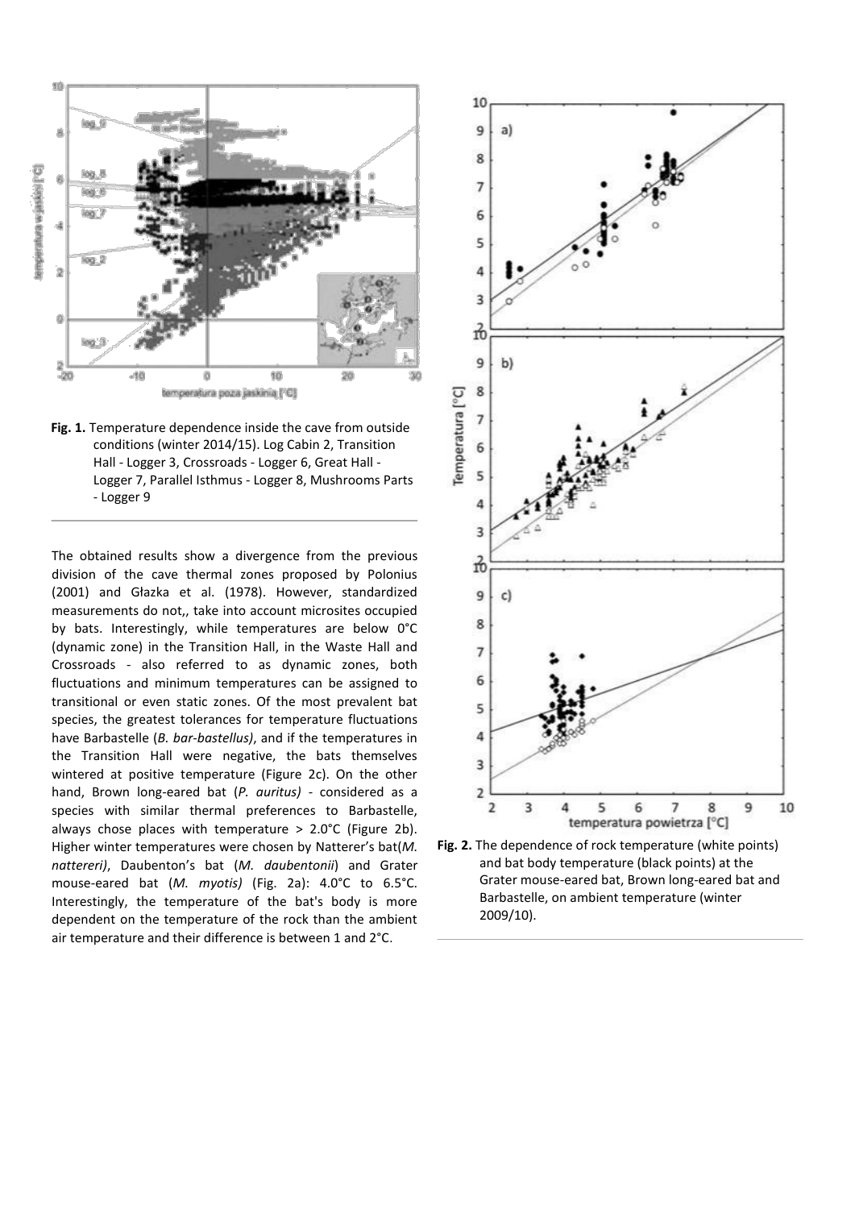temperatura w jaskini [°C]

temperatura poza jaskinią [°C]

log_9

log_8

log_6

log_7

log_2

log_3

**Fig. 1.** Temperature dependence inside the cave from outside conditions (winter 2014/15). Log Cabin 2, Transition Hall - Logger 3, Crossroads - Logger 6, Great Hall - Logger 7, Parallel Isthmus - Logger 8, Mushrooms Parts - Logger 9

The obtained results show a divergence from the previous division of the cave thermal zones proposed by Polonius (2001) and Głazka et al. (1978). However, standardized measurements do not,, take into account microsites occupied by bats. Interestingly, while temperatures are below 0°C (dynamic zone) in the Transition Hall, in the Waste Hall and Crossroads - also referred to as dynamic zones, both fluctuations and minimum temperatures can be assigned to transitional or even static zones. Of the most prevalent bat species, the greatest tolerances for temperature fluctuations have Barbastelle (*B. bar-bastellus)*, and if the temperatures in the Transition Hall were negative, the bats themselves wintered at positive temperature (Figure 2c). On the other hand, Brown long-eared bat (*P. auritus)* - considered as a species with similar thermal preferences to Barbastelle, always chose places with temperature > 2.0°C (Figure 2b). Higher winter temperatures were chosen by Natterer's bat(*M. nattereri)*, Daubenton's bat (*M. daubentonii*) and Grater mouse-eared bat (*M. myotis)* (Fig. 2a): 4.0°C to 6.5°C. Interestingly, the temperature of the bat's body is more dependent on the temperature of the rock than the ambient air temperature and their difference is between 1 and 2°C.

Temperatura [°C]

temperatura powietrza [°C]

a)

b)

c)

**Fig. 2.** The dependence of rock temperature (white points) and bat body temperature (black points) at the Grater mouse-eared bat, Brown long-eared bat and Barbastelle, on ambient temperature (winter 2009/10).